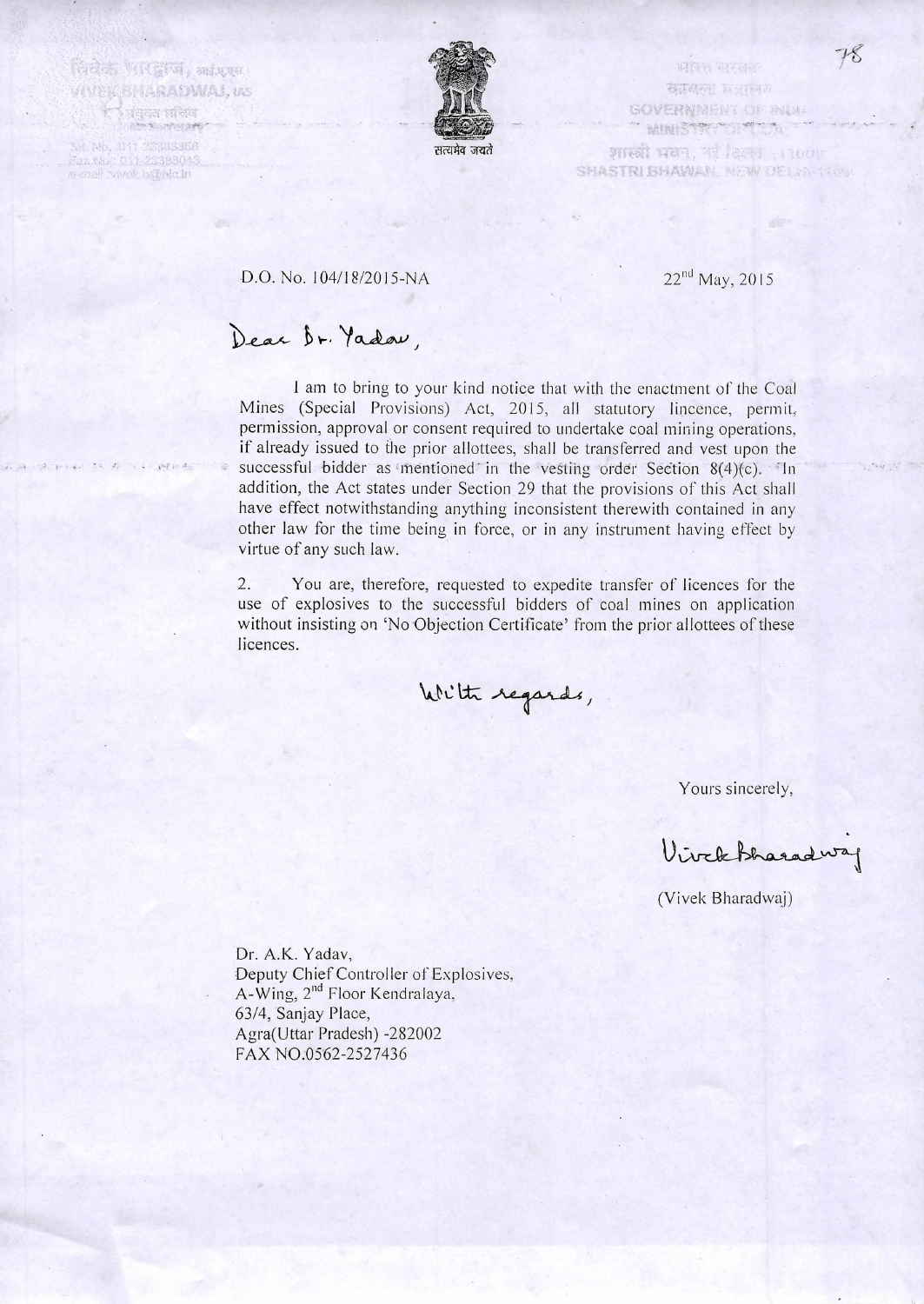विवेक भारद्वाज, आई.ए.एस
VIVEK BHARADWAJ, IAS
संयुक्त सचिव
Joint Secretary
Tel. No.: 011-23383356
Fax No.: 011-23388043
e-mail: vivek.b@nic.in

सत्यमेव जयते

भारत सरकार
कोयला मंत्रालय
GOVERNMENT OF INDIA
MINISTRY OF COAL
शास्त्री भवन, नई दिल्ली-110001
SHASTRI BHAWAN, NEW DELHI-110001

D.O. No. 104/18/2015-NA

22nd May, 2015

Dear Dr. Yadav,

I am to bring to your kind notice that with the enactment of the Coal Mines (Special Provisions) Act, 2015, all statutory lincence, permit, permission, approval or consent required to undertake coal mining operations, if already issued to the prior allottees, shall be transferred and vest upon the successful bidder as mentioned in the vesting order Section 8(4)(c). In addition, the Act states under Section 29 that the provisions of this Act shall have effect notwithstanding anything inconsistent therewith contained in any other law for the time being in force, or in any instrument having effect by virtue of any such law.

2. You are, therefore, requested to expedite transfer of licences for the use of explosives to the successful bidders of coal mines on application without insisting on 'No Objection Certificate' from the prior allottees of these licences.

With regards,

Yours sincerely,

Vivek Bharadwaj

(Vivek Bharadwaj)

Dr. A.K. Yadav,
Deputy Chief Controller of Explosives,
A-Wing, 2nd Floor Kendralaya,
63/4, Sanjay Place,
Agra(Uttar Pradesh) -282002
FAX NO.0562-2527436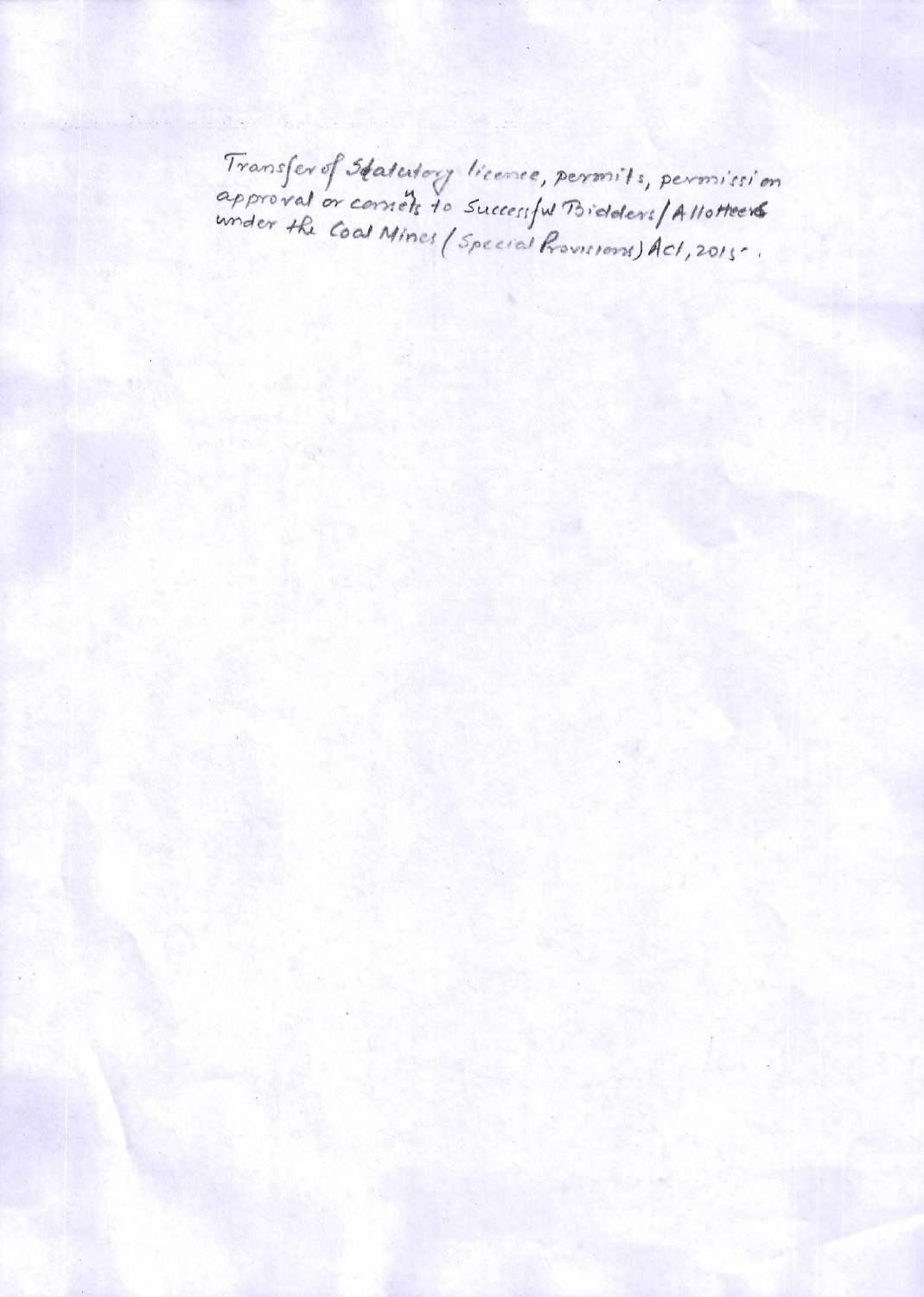Transfer of Statutory licence, permits, permission approval or consents to Successful Bidders/Allottees under the Coal Mines (Special Provisions) Act, 2015.